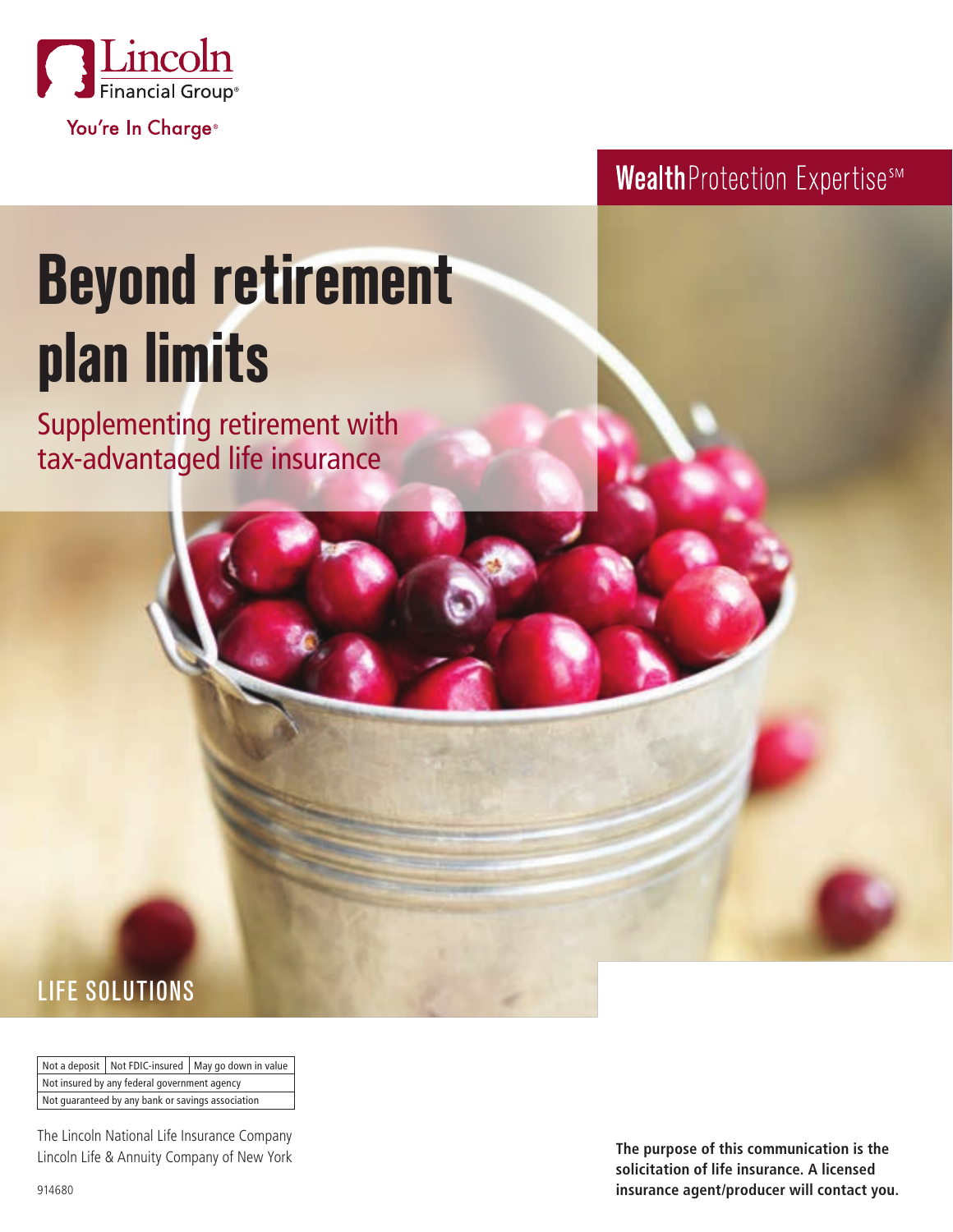Lincoln Financial Group®

You're In Charge®

**Wealth**Protection Expertise℠

# Beyond retirement plan limits

## Supplementing retirement with tax-advantaged life insurance

LIFE SOLUTIONS

| Not a deposit | Not FDIC-insured | May go down in value |
| --- | --- | --- |
| Not insured by any federal government agency | | |
| Not guaranteed by any bank or savings association | | |

The Lincoln National Life Insurance Company
Lincoln Life & Annuity Company of New York

914680

**The purpose of this communication is the solicitation of life insurance. A licensed insurance agent/producer will contact you.**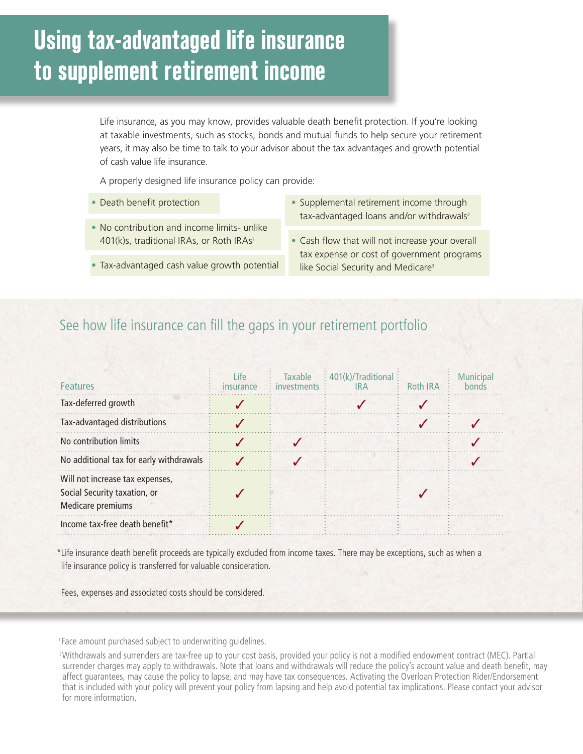# Using tax-advantaged life insurance to supplement retirement income

Life insurance, as you may know, provides valuable death benefit protection. If you're looking at taxable investments, such as stocks, bonds and mutual funds to help secure your retirement years, it may also be time to talk to your advisor about the tax advantages and growth potential of cash value life insurance.

A properly designed life insurance policy can provide:

- Death benefit protection
- No contribution and income limits- unlike 401(k)s, traditional IRAs, or Roth IRAs[1]
- Tax-advantaged cash value growth potential
- Supplemental retirement income through tax-advantaged loans and/or withdrawals[2]
- Cash flow that will not increase your overall tax expense or cost of government programs like Social Security and Medicare[3]

## See how life insurance can fill the gaps in your retirement portfolio

| Features | Life insurance | Taxable investments | 401(k)/Traditional IRA | Roth IRA | Municipal bonds |
|---|---|---|---|---|---|
| Tax-deferred growth | ✓ | | ✓ | ✓ | |
| Tax-advantaged distributions | ✓ | | | ✓ | ✓ |
| No contribution limits | ✓ | ✓ | | | ✓ |
| No additional tax for early withdrawals | ✓ | ✓ | | | ✓ |
| Will not increase tax expenses, Social Security taxation, or Medicare premiums | ✓ | | | ✓ | |
| Income tax-free death benefit* | ✓ | | | | |

*Life insurance death benefit proceeds are typically excluded from income taxes. There may be exceptions, such as when a life insurance policy is transferred for valuable consideration.

Fees, expenses and associated costs should be considered.

[1]Face amount purchased subject to underwriting guidelines.

[2]Withdrawals and surrenders are tax-free up to your cost basis, provided your policy is not a modified endowment contract (MEC). Partial surrender charges may apply to withdrawals. Note that loans and withdrawals will reduce the policy's account value and death benefit, may affect guarantees, may cause the policy to lapse, and may have tax consequences. Activating the Overloan Protection Rider/Endorsement that is included with your policy will prevent your policy from lapsing and help avoid potential tax implications. Please contact your advisor for more information.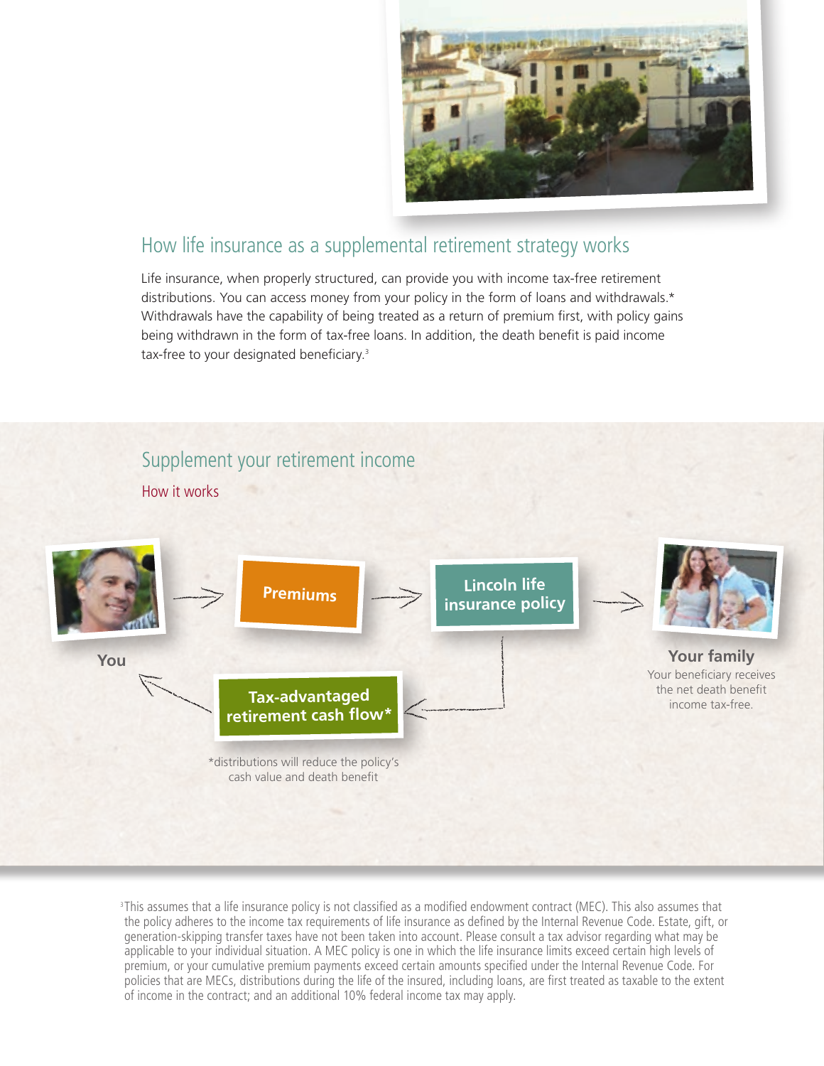## How life insurance as a supplemental retirement strategy works

Life insurance, when properly structured, can provide you with income tax-free retirement distributions. You can access money from your policy in the form of loans and withdrawals.* Withdrawals have the capability of being treated as a return of premium first, with policy gains being withdrawn in the form of tax-free loans. In addition, the death benefit is paid income tax-free to your designated beneficiary.[3]

## Supplement your retirement income

How it works

You → **Premiums** → **Lincoln life insurance policy** → **Your family**

Your beneficiary receives the net death benefit income tax-free.

**Lincoln life insurance policy** → **Tax-advantaged retirement cash flow*** → You

*distributions will reduce the policy's cash value and death benefit

[3]This assumes that a life insurance policy is not classified as a modified endowment contract (MEC). This also assumes that the policy adheres to the income tax requirements of life insurance as defined by the Internal Revenue Code. Estate, gift, or generation-skipping transfer taxes have not been taken into account. Please consult a tax advisor regarding what may be applicable to your individual situation. A MEC policy is one in which the life insurance limits exceed certain high levels of premium, or your cumulative premium payments exceed certain amounts specified under the Internal Revenue Code. For policies that are MECs, distributions during the life of the insured, including loans, are first treated as taxable to the extent of income in the contract; and an additional 10% federal income tax may apply.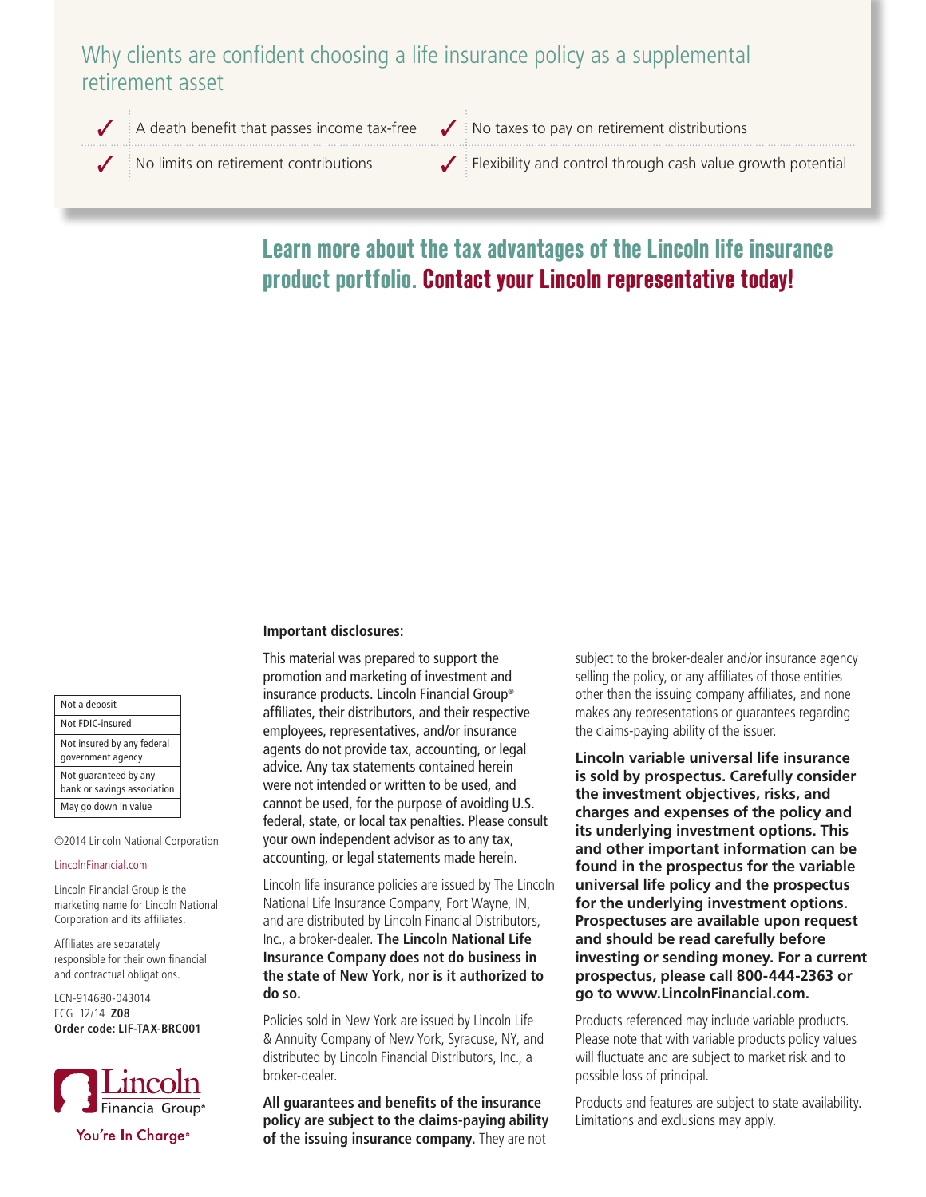## Why clients are confident choosing a life insurance policy as a supplemental retirement asset

- ✓ A death benefit that passes income tax-free
- ✓ No taxes to pay on retirement distributions
- ✓ No limits on retirement contributions
- ✓ Flexibility and control through cash value growth potential

**Learn more about the tax advantages of the Lincoln life insurance product portfolio. Contact your Lincoln representative today!**

| |
|---|
| Not a deposit |
| Not FDIC-insured |
| Not insured by any federal government agency |
| Not guaranteed by any bank or savings association |
| May go down in value |

©2014 Lincoln National Corporation

LincolnFinancial.com

Lincoln Financial Group is the marketing name for Lincoln National Corporation and its affiliates.

Affiliates are separately responsible for their own financial and contractual obligations.

LCN-914680-043014
ECG 12/14 **Z08**
**Order code: LIF-TAX-BRC001**

Lincoln Financial Group®
You're In Charge®

**Important disclosures:**

This material was prepared to support the promotion and marketing of investment and insurance products. Lincoln Financial Group® affiliates, their distributors, and their respective employees, representatives, and/or insurance agents do not provide tax, accounting, or legal advice. Any tax statements contained herein were not intended or written to be used, and cannot be used, for the purpose of avoiding U.S. federal, state, or local tax penalties. Please consult your own independent advisor as to any tax, accounting, or legal statements made herein.

Lincoln life insurance policies are issued by The Lincoln National Life Insurance Company, Fort Wayne, IN, and are distributed by Lincoln Financial Distributors, Inc., a broker-dealer. **The Lincoln National Life Insurance Company does not do business in the state of New York, nor is it authorized to do so.**

Policies sold in New York are issued by Lincoln Life & Annuity Company of New York, Syracuse, NY, and distributed by Lincoln Financial Distributors, Inc., a broker-dealer.

**All guarantees and benefits of the insurance policy are subject to the claims-paying ability of the issuing insurance company.** They are not subject to the broker-dealer and/or insurance agency selling the policy, or any affiliates of those entities other than the issuing company affiliates, and none makes any representations or guarantees regarding the claims-paying ability of the issuer.

**Lincoln variable universal life insurance is sold by prospectus. Carefully consider the investment objectives, risks, and charges and expenses of the policy and its underlying investment options. This and other important information can be found in the prospectus for the variable universal life policy and the prospectus for the underlying investment options. Prospectuses are available upon request and should be read carefully before investing or sending money. For a current prospectus, please call 800-444-2363 or go to www.LincolnFinancial.com.**

Products referenced may include variable products. Please note that with variable products policy values will fluctuate and are subject to market risk and to possible loss of principal.

Products and features are subject to state availability. Limitations and exclusions may apply.